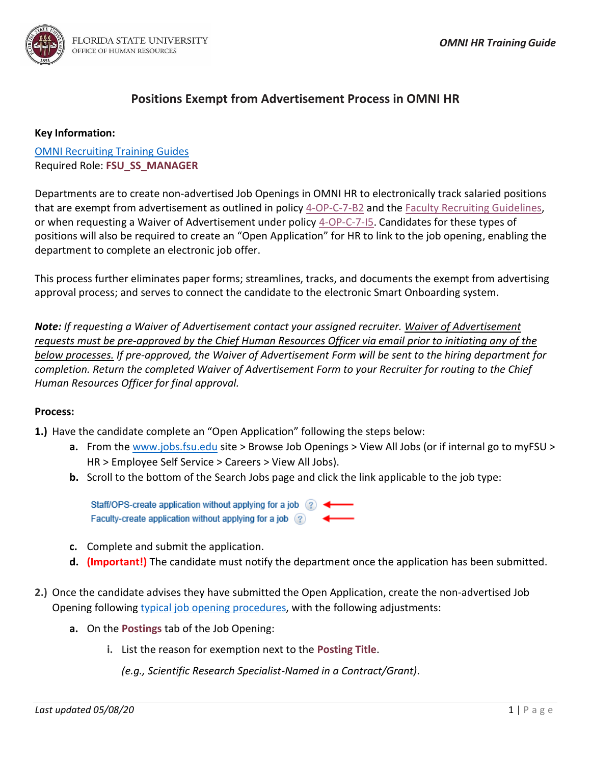# Positions Exempt from Advertisement Process in OMNI HR

**Key Information:**

[OMNI Recruiting Training Guides](#)
Required Role: **FSU_SS_MANAGER**

Departments are to create non-advertised Job Openings in OMNI HR to electronically track salaried positions that are exempt from advertisement as outlined in policy 4-OP-C-7-B2 and the Faculty Recruiting Guidelines, or when requesting a Waiver of Advertisement under policy 4-OP-C-7-I5. Candidates for these types of positions will also be required to create an "Open Application" for HR to link to the job opening, enabling the department to complete an electronic job offer.

This process further eliminates paper forms; streamlines, tracks, and documents the exempt from advertising approval process; and serves to connect the candidate to the electronic Smart Onboarding system.

***Note:*** *If requesting a Waiver of Advertisement contact your assigned recruiter. Waiver of Advertisement requests must be pre-approved by the Chief Human Resources Officer via email prior to initiating any of the below processes. If pre-approved, the Waiver of Advertisement Form will be sent to the hiring department for completion. Return the completed Waiver of Advertisement Form to your Recruiter for routing to the Chief Human Resources Officer for final approval.*

**Process:**

**1.)** Have the candidate complete an "Open Application" following the steps below:

- **a.** From the www.jobs.fsu.edu site > Browse Job Openings > View All Jobs (or if internal go to myFSU > HR > Employee Self Service > Careers > View All Jobs).
- **b.** Scroll to the bottom of the Search Jobs page and click the link applicable to the job type:

  Staff/OPS-create application without applying for a job
  Faculty-create application without applying for a job

- **c.** Complete and submit the application.
- **d.** **(Important!)** The candidate must notify the department once the application has been submitted.

**2.)** Once the candidate advises they have submitted the Open Application, create the non-advertised Job Opening following typical job opening procedures, with the following adjustments:

- **a.** On the **Postings** tab of the Job Opening:
  - **i.** List the reason for exemption next to the **Posting Title**.

    *(e.g., Scientific Research Specialist-Named in a Contract/Grant).*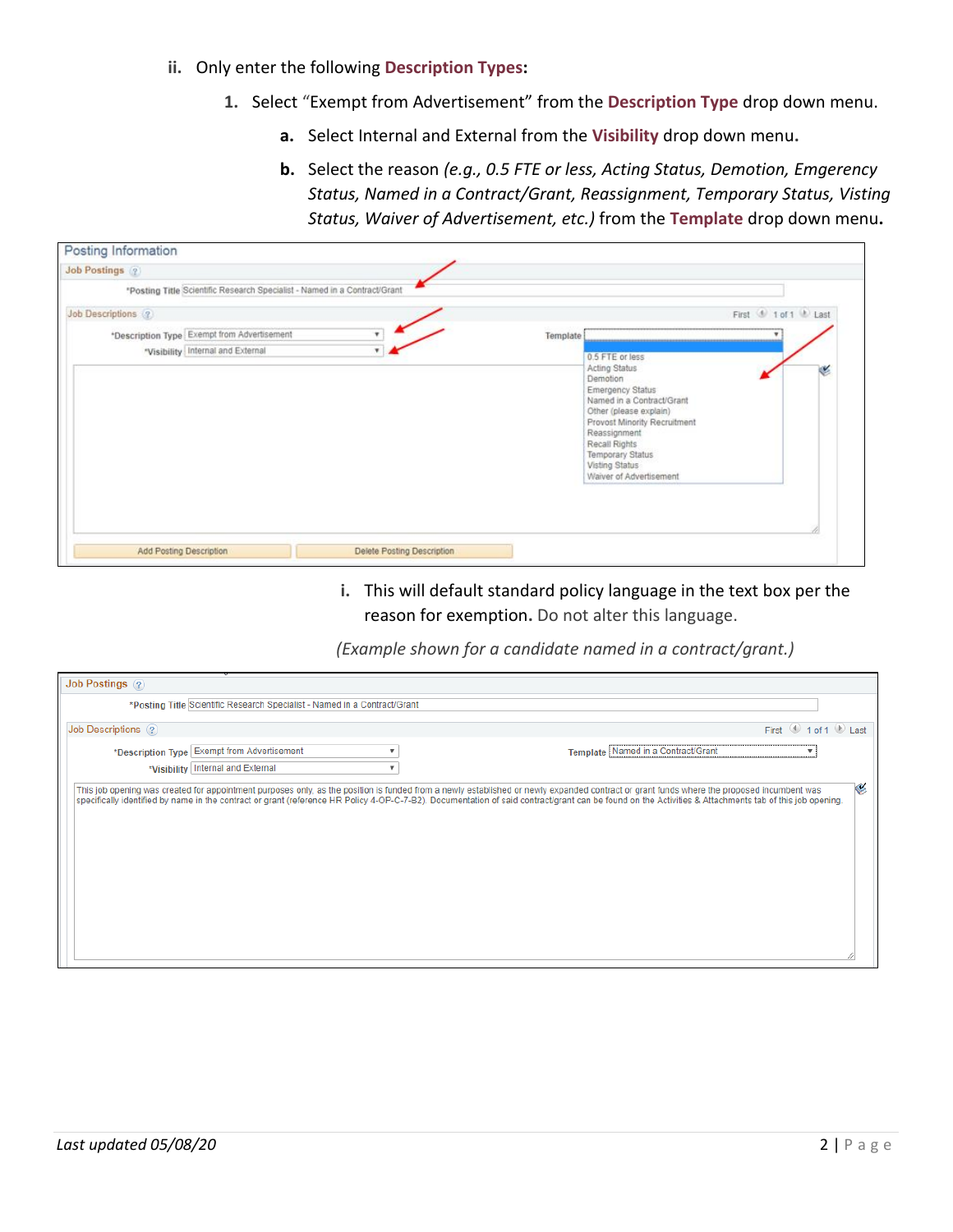ii. Only enter the following **Description Types**:

1. Select "Exempt from Advertisement" from the **Description Type** drop down menu.

   a. Select Internal and External from the **Visibility** drop down menu.

   b. Select the reason *(e.g., 0.5 FTE or less, Acting Status, Demotion, Emgergency Status, Named in a Contract/Grant, Reassignment, Temporary Status, Visting Status, Waiver of Advertisement, etc.)* from the **Template** drop down menu.

      i. This will default standard policy language in the text box per the reason for exemption. Do not alter this language.

*(Example shown for a candidate named in a contract/grant.)*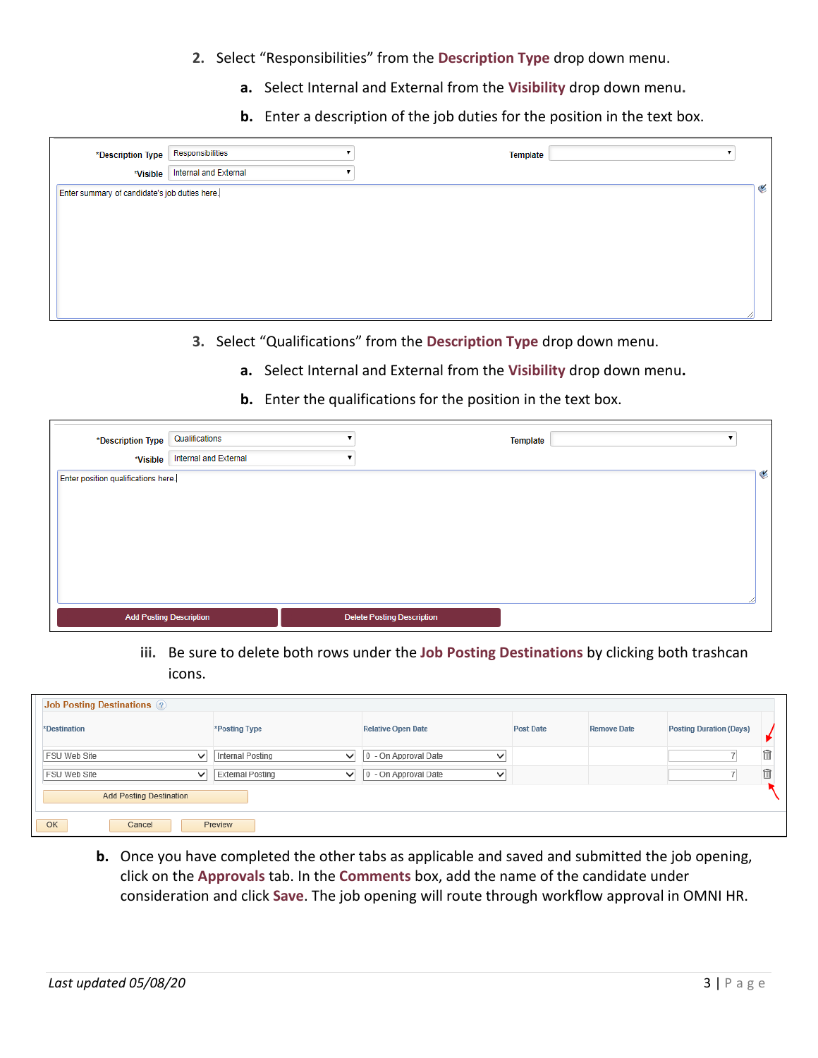2. Select “Responsibilities” from the **Description Type** drop down menu.
   - a. Select Internal and External from the **Visibility** drop down menu.
   - b. Enter a description of the job duties for the position in the text box.

*Description Type: Responsibilities | Template:
*Visible: Internal and External

Enter summary of candidate's job duties here.

3. Select “Qualifications” from the **Description Type** drop down menu.
   - a. Select Internal and External from the **Visibility** drop down menu.
   - b. Enter the qualifications for the position in the text box.

*Description Type: Qualifications | Template:
*Visible: Internal and External

Enter position qualifications here.

Add Posting Description | Delete Posting Description

iii. Be sure to delete both rows under the **Job Posting Destinations** by clicking both trashcan icons.

**Job Posting Destinations**

| *Destination | *Posting Type | Relative Open Date | Post Date | Remove Date | Posting Duration (Days) | |
|---|---|---|---|---|---|---|
| FSU Web Site | Internal Posting | 0 - On Approval Date | | | 7 | 🗑 |
| FSU Web Site | External Posting | 0 - On Approval Date | | | 7 | 🗑 |

Add Posting Destination

OK | Cancel | Preview

b. Once you have completed the other tabs as applicable and saved and submitted the job opening, click on the **Approvals** tab. In the **Comments** box, add the name of the candidate under consideration and click **Save**. The job opening will route through workflow approval in OMNI HR.

*Last updated 05/08/20*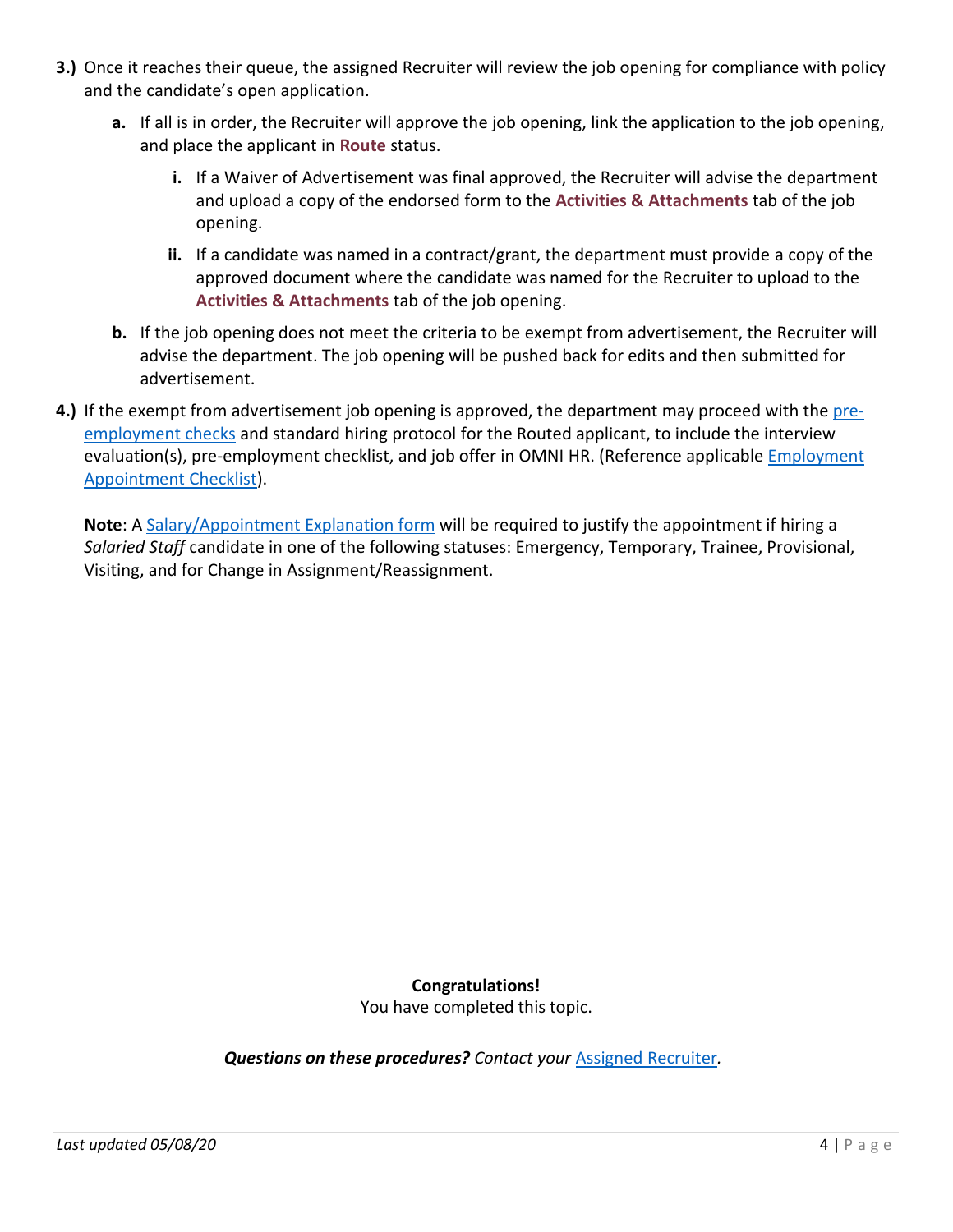3.) Once it reaches their queue, the assigned Recruiter will review the job opening for compliance with policy and the candidate's open application.

   a. If all is in order, the Recruiter will approve the job opening, link the application to the job opening, and place the applicant in **Route** status.

      i. If a Waiver of Advertisement was final approved, the Recruiter will advise the department and upload a copy of the endorsed form to the **Activities & Attachments** tab of the job opening.

      ii. If a candidate was named in a contract/grant, the department must provide a copy of the approved document where the candidate was named for the Recruiter to upload to the **Activities & Attachments** tab of the job opening.

   b. If the job opening does not meet the criteria to be exempt from advertisement, the Recruiter will advise the department. The job opening will be pushed back for edits and then submitted for advertisement.

4.) If the exempt from advertisement job opening is approved, the department may proceed with the pre-employment checks and standard hiring protocol for the Routed applicant, to include the interview evaluation(s), pre-employment checklist, and job offer in OMNI HR. (Reference applicable Employment Appointment Checklist).

   **Note**: A Salary/Appointment Explanation form will be required to justify the appointment if hiring a *Salaried Staff* candidate in one of the following statuses: Emergency, Temporary, Trainee, Provisional, Visiting, and for Change in Assignment/Reassignment.

**Congratulations!**
You have completed this topic.

***Questions on these procedures?*** *Contact your Assigned Recruiter.*

*Last updated 05/08/20*